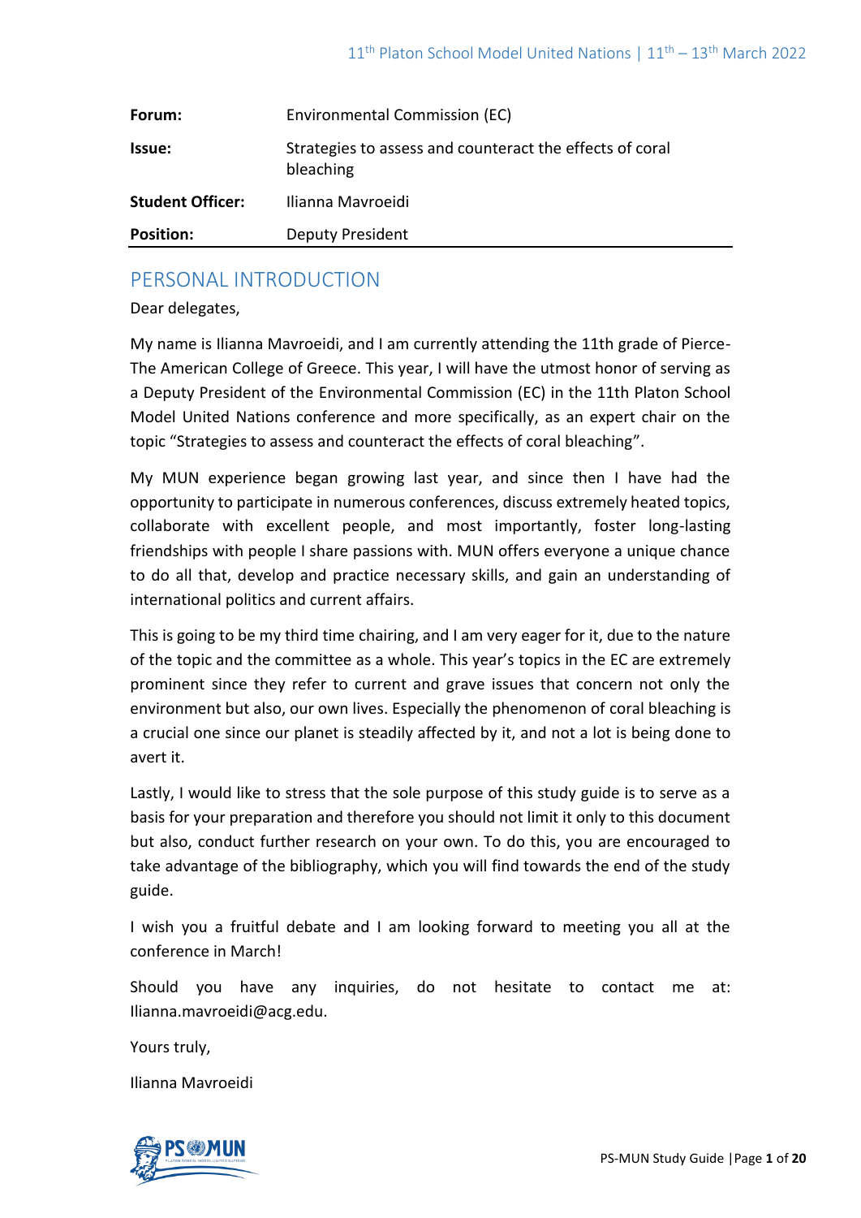| | |
|---|---|
| **Forum:** | Environmental Commission (EC) |
| **Issue:** | Strategies to assess and counteract the effects of coral bleaching |
| **Student Officer:** | Ilianna Mavroeidi |
| **Position:** | Deputy President |

## PERSONAL INTRODUCTION

Dear delegates,

My name is Ilianna Mavroeidi, and I am currently attending the 11th grade of Pierce-The American College of Greece. This year, I will have the utmost honor of serving as a Deputy President of the Environmental Commission (EC) in the 11th Platon School Model United Nations conference and more specifically, as an expert chair on the topic "Strategies to assess and counteract the effects of coral bleaching".

My MUN experience began growing last year, and since then I have had the opportunity to participate in numerous conferences, discuss extremely heated topics, collaborate with excellent people, and most importantly, foster long-lasting friendships with people I share passions with. MUN offers everyone a unique chance to do all that, develop and practice necessary skills, and gain an understanding of international politics and current affairs.

This is going to be my third time chairing, and I am very eager for it, due to the nature of the topic and the committee as a whole. This year's topics in the EC are extremely prominent since they refer to current and grave issues that concern not only the environment but also, our own lives. Especially the phenomenon of coral bleaching is a crucial one since our planet is steadily affected by it, and not a lot is being done to avert it.

Lastly, I would like to stress that the sole purpose of this study guide is to serve as a basis for your preparation and therefore you should not limit it only to this document but also, conduct further research on your own. To do this, you are encouraged to take advantage of the bibliography, which you will find towards the end of the study guide.

I wish you a fruitful debate and I am looking forward to meeting you all at the conference in March!

Should you have any inquiries, do not hesitate to contact me at: Ilianna.mavroeidi@acg.edu.

Yours truly,

Ilianna Mavroeidi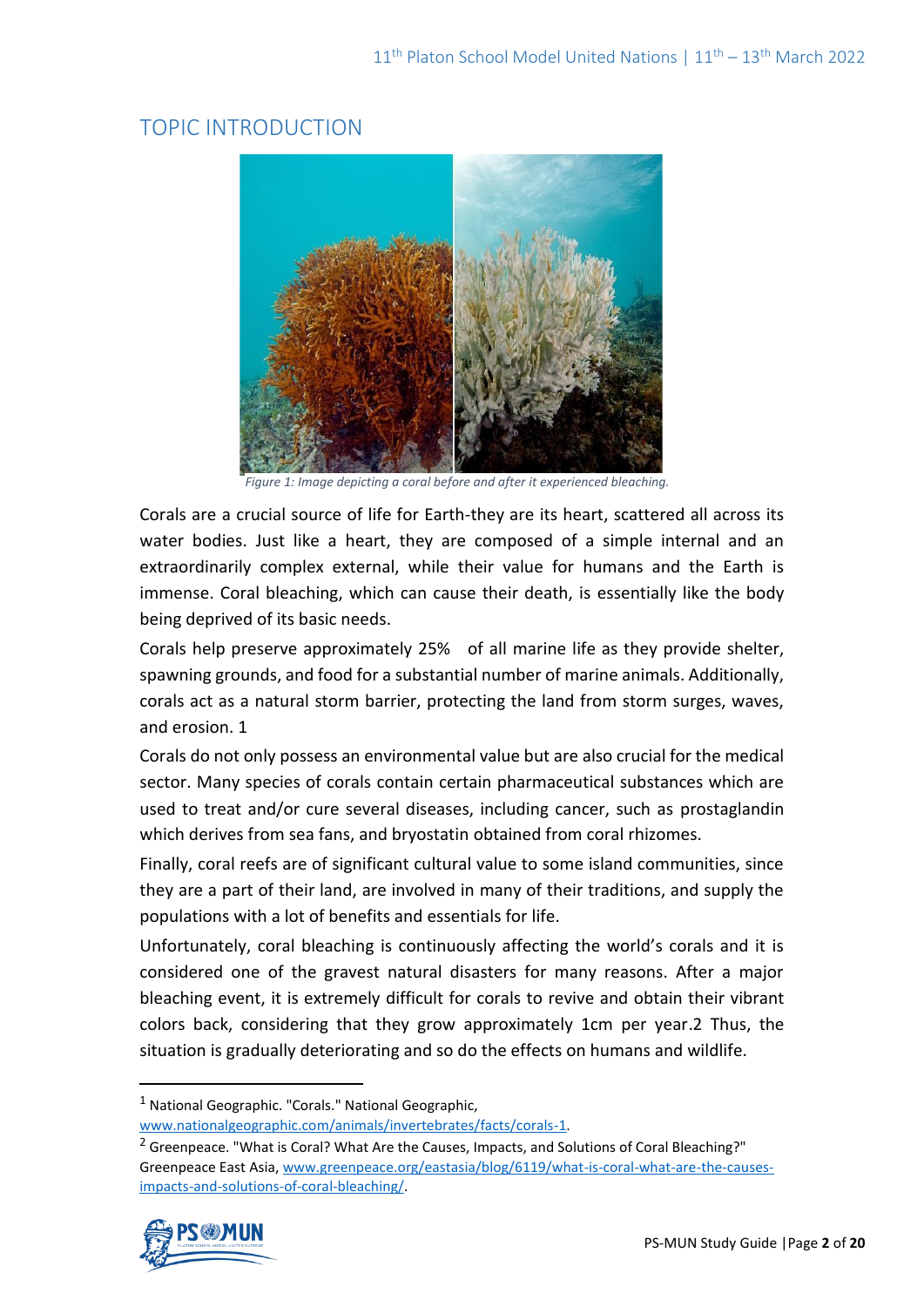## TOPIC INTRODUCTION

Figure 1: Image depicting a coral before and after it experienced bleaching.

Corals are a crucial source of life for Earth-they are its heart, scattered all across its water bodies. Just like a heart, they are composed of a simple internal and an extraordinarily complex external, while their value for humans and the Earth is immense. Coral bleaching, which can cause their death, is essentially like the body being deprived of its basic needs.

Corals help preserve approximately 25% of all marine life as they provide shelter, spawning grounds, and food for a substantial number of marine animals. Additionally, corals act as a natural storm barrier, protecting the land from storm surges, waves, and erosion. 1

Corals do not only possess an environmental value but are also crucial for the medical sector. Many species of corals contain certain pharmaceutical substances which are used to treat and/or cure several diseases, including cancer, such as prostaglandin which derives from sea fans, and bryostatin obtained from coral rhizomes.

Finally, coral reefs are of significant cultural value to some island communities, since they are a part of their land, are involved in many of their traditions, and supply the populations with a lot of benefits and essentials for life.

Unfortunately, coral bleaching is continuously affecting the world's corals and it is considered one of the gravest natural disasters for many reasons. After a major bleaching event, it is extremely difficult for corals to revive and obtain their vibrant colors back, considering that they grow approximately 1cm per year.2 Thus, the situation is gradually deteriorating and so do the effects on humans and wildlife.

---

[1] National Geographic. "Corals." National Geographic, www.nationalgeographic.com/animals/invertebrates/facts/corals-1.

[2] Greenpeace. "What is Coral? What Are the Causes, Impacts, and Solutions of Coral Bleaching?" Greenpeace East Asia, www.greenpeace.org/eastasia/blog/6119/what-is-coral-what-are-the-causes-impacts-and-solutions-of-coral-bleaching/.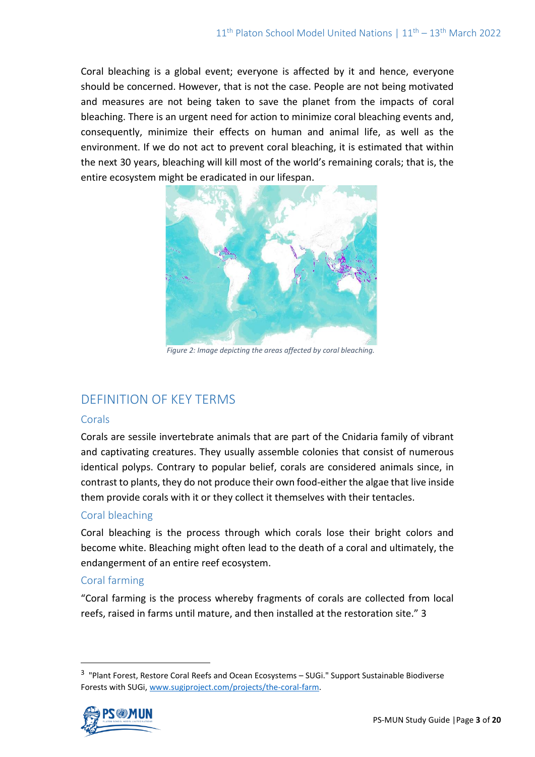Coral bleaching is a global event; everyone is affected by it and hence, everyone should be concerned. However, that is not the case. People are not being motivated and measures are not being taken to save the planet from the impacts of coral bleaching. There is an urgent need for action to minimize coral bleaching events and, consequently, minimize their effects on human and animal life, as well as the environment. If we do not act to prevent coral bleaching, it is estimated that within the next 30 years, bleaching will kill most of the world's remaining corals; that is, the entire ecosystem might be eradicated in our lifespan.

*Figure 2: Image depicting the areas affected by coral bleaching.*

## DEFINITION OF KEY TERMS

### Corals

Corals are sessile invertebrate animals that are part of the Cnidaria family of vibrant and captivating creatures. They usually assemble colonies that consist of numerous identical polyps. Contrary to popular belief, corals are considered animals since, in contrast to plants, they do not produce their own food-either the algae that live inside them provide corals with it or they collect it themselves with their tentacles.

### Coral bleaching

Coral bleaching is the process through which corals lose their bright colors and become white. Bleaching might often lead to the death of a coral and ultimately, the endangerment of an entire reef ecosystem.

### Coral farming

"Coral farming is the process whereby fragments of corals are collected from local reefs, raised in farms until mature, and then installed at the restoration site." 3

---

[3] "Plant Forest, Restore Coral Reefs and Ocean Ecosystems – SUGi." Support Sustainable Biodiverse Forests with SUGi, www.sugiproject.com/projects/the-coral-farm.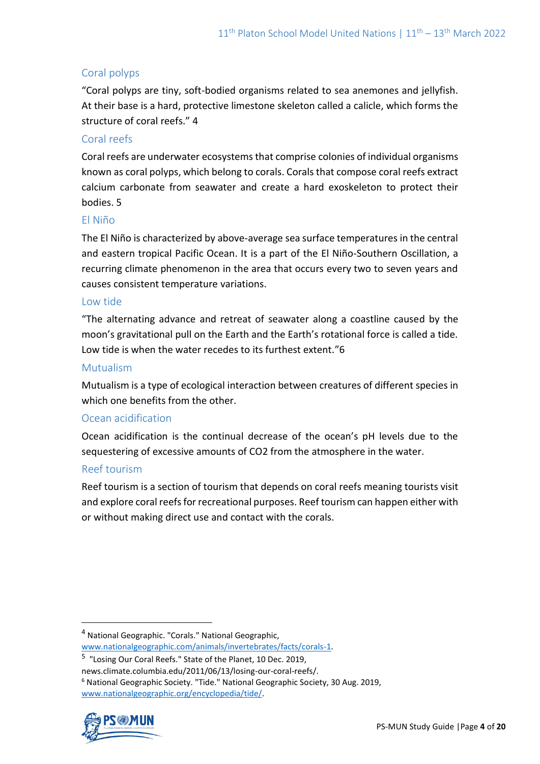### Coral polyps

"Coral polyps are tiny, soft-bodied organisms related to sea anemones and jellyfish. At their base is a hard, protective limestone skeleton called a calicle, which forms the structure of coral reefs." [4]

### Coral reefs

Coral reefs are underwater ecosystems that comprise colonies of individual organisms known as coral polyps, which belong to corals. Corals that compose coral reefs extract calcium carbonate from seawater and create a hard exoskeleton to protect their bodies. [5]

### El Niño

The El Niño is characterized by above-average sea surface temperatures in the central and eastern tropical Pacific Ocean. It is a part of the El Niño-Southern Oscillation, a recurring climate phenomenon in the area that occurs every two to seven years and causes consistent temperature variations.

### Low tide

"The alternating advance and retreat of seawater along a coastline caused by the moon's gravitational pull on the Earth and the Earth's rotational force is called a tide. Low tide is when the water recedes to its furthest extent."[6]

### Mutualism

Mutualism is a type of ecological interaction between creatures of different species in which one benefits from the other.

### Ocean acidification

Ocean acidification is the continual decrease of the ocean's pH levels due to the sequestering of excessive amounts of $CO_2$ from the atmosphere in the water.

### Reef tourism

Reef tourism is a section of tourism that depends on coral reefs meaning tourists visit and explore coral reefs for recreational purposes. Reef tourism can happen either with or without making direct use and contact with the corals.

---

[4] National Geographic. "Corals." National Geographic, www.nationalgeographic.com/animals/invertebrates/facts/corals-1.

[5] "Losing Our Coral Reefs." State of the Planet, 10 Dec. 2019, news.climate.columbia.edu/2011/06/13/losing-our-coral-reefs/.

[6] National Geographic Society. "Tide." National Geographic Society, 30 Aug. 2019, www.nationalgeographic.org/encyclopedia/tide/.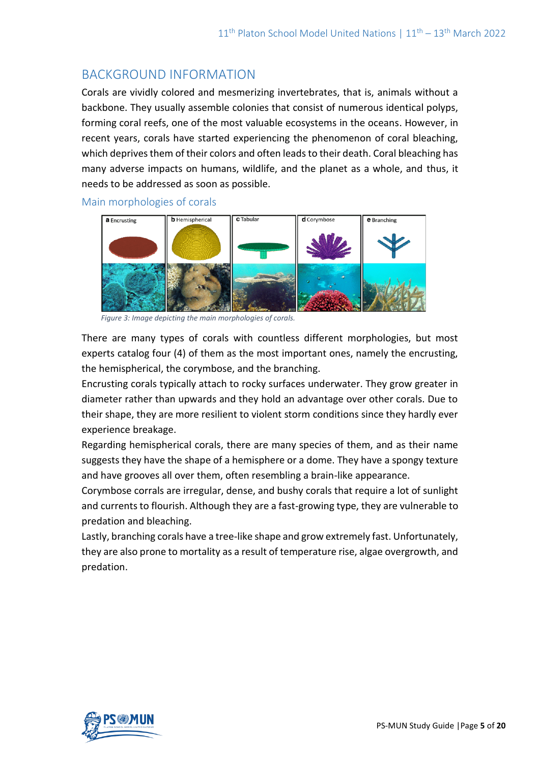# BACKGROUND INFORMATION

Corals are vividly colored and mesmerizing invertebrates, that is, animals without a backbone. They usually assemble colonies that consist of numerous identical polyps, forming coral reefs, one of the most valuable ecosystems in the oceans. However, in recent years, corals have started experiencing the phenomenon of coral bleaching, which deprives them of their colors and often leads to their death. Coral bleaching has many adverse impacts on humans, wildlife, and the planet as a whole, and thus, it needs to be addressed as soon as possible.

## Main morphologies of corals

*Figure 3: Image depicting the main morphologies of corals.*

There are many types of corals with countless different morphologies, but most experts catalog four (4) of them as the most important ones, namely the encrusting, the hemispherical, the corymbose, and the branching.

Encrusting corals typically attach to rocky surfaces underwater. They grow greater in diameter rather than upwards and they hold an advantage over other corals. Due to their shape, they are more resilient to violent storm conditions since they hardly ever experience breakage.

Regarding hemispherical corals, there are many species of them, and as their name suggests they have the shape of a hemisphere or a dome. They have a spongy texture and have grooves all over them, often resembling a brain-like appearance.

Corymbose corrals are irregular, dense, and bushy corals that require a lot of sunlight and currents to flourish. Although they are a fast-growing type, they are vulnerable to predation and bleaching.

Lastly, branching corals have a tree-like shape and grow extremely fast. Unfortunately, they are also prone to mortality as a result of temperature rise, algae overgrowth, and predation.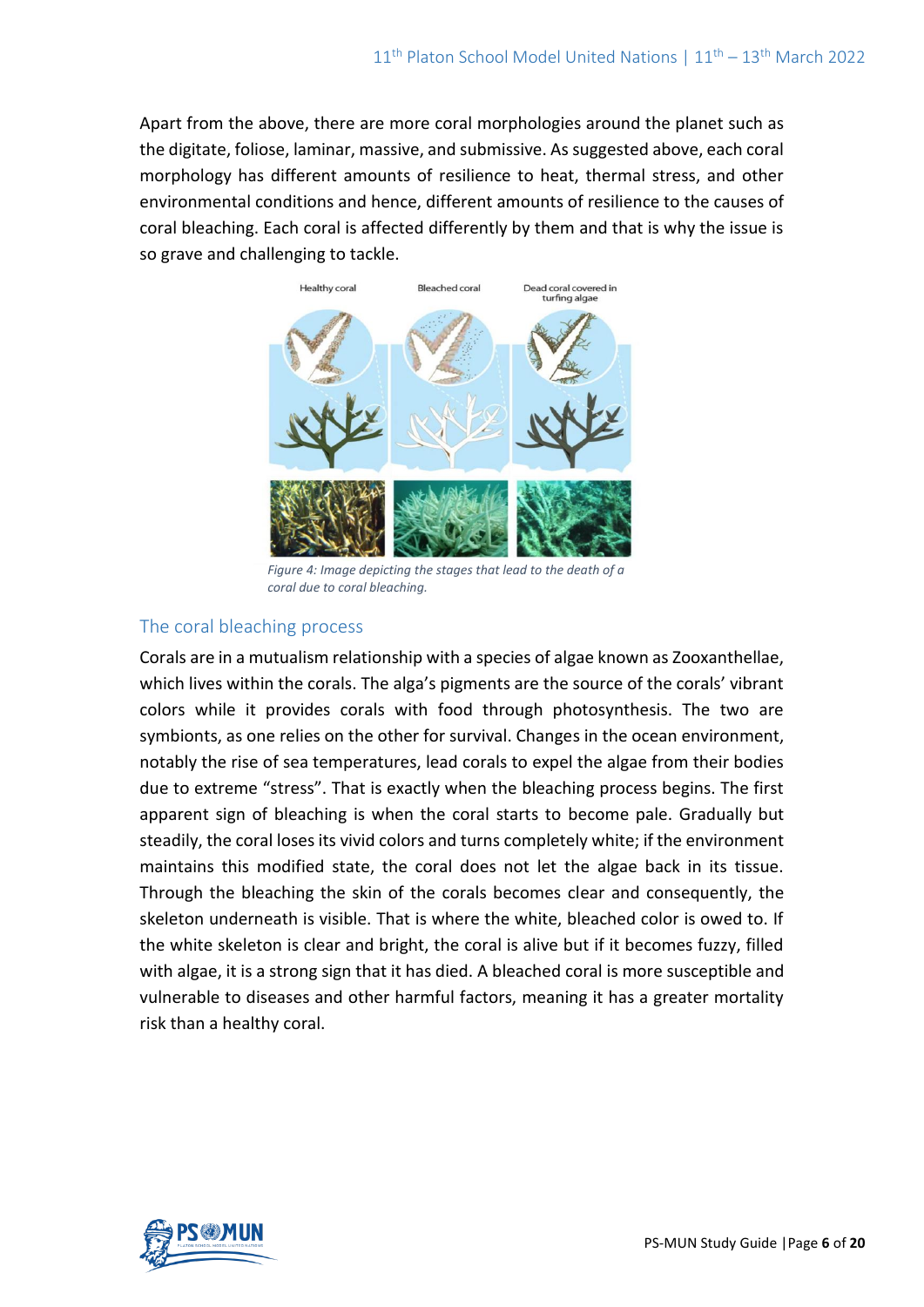Apart from the above, there are more coral morphologies around the planet such as the digitate, foliose, laminar, massive, and submissive. As suggested above, each coral morphology has different amounts of resilience to heat, thermal stress, and other environmental conditions and hence, different amounts of resilience to the causes of coral bleaching. Each coral is affected differently by them and that is why the issue is so grave and challenging to tackle.

*Figure 4: Image depicting the stages that lead to the death of a coral due to coral bleaching.*

## The coral bleaching process

Corals are in a mutualism relationship with a species of algae known as Zooxanthellae, which lives within the corals. The alga's pigments are the source of the corals' vibrant colors while it provides corals with food through photosynthesis. The two are symbionts, as one relies on the other for survival. Changes in the ocean environment, notably the rise of sea temperatures, lead corals to expel the algae from their bodies due to extreme "stress". That is exactly when the bleaching process begins. The first apparent sign of bleaching is when the coral starts to become pale. Gradually but steadily, the coral loses its vivid colors and turns completely white; if the environment maintains this modified state, the coral does not let the algae back in its tissue. Through the bleaching the skin of the corals becomes clear and consequently, the skeleton underneath is visible. That is where the white, bleached color is owed to. If the white skeleton is clear and bright, the coral is alive but if it becomes fuzzy, filled with algae, it is a strong sign that it has died. A bleached coral is more susceptible and vulnerable to diseases and other harmful factors, meaning it has a greater mortality risk than a healthy coral.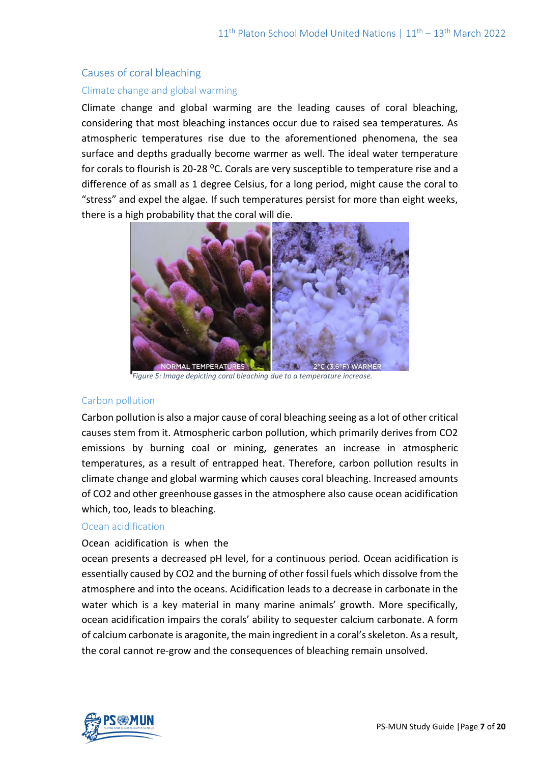## Causes of coral bleaching

### Climate change and global warming

Climate change and global warming are the leading causes of coral bleaching, considering that most bleaching instances occur due to raised sea temperatures. As atmospheric temperatures rise due to the aforementioned phenomena, the sea surface and depths gradually become warmer as well. The ideal water temperature for corals to flourish is 20-28 $^{o}$C. Corals are very susceptible to temperature rise and a difference of as small as 1 degree Celsius, for a long period, might cause the coral to "stress" and expel the algae. If such temperatures persist for more than eight weeks, there is a high probability that the coral will die.

*Figure 5: Image depicting coral bleaching due to a temperature increase.*

### Carbon pollution

Carbon pollution is also a major cause of coral bleaching seeing as a lot of other critical causes stem from it. Atmospheric carbon pollution, which primarily derives from CO2 emissions by burning coal or mining, generates an increase in atmospheric temperatures, as a result of entrapped heat. Therefore, carbon pollution results in climate change and global warming which causes coral bleaching. Increased amounts of CO2 and other greenhouse gasses in the atmosphere also cause ocean acidification which, too, leads to bleaching.

### Ocean acidification

Ocean acidification is when the ocean presents a decreased pH level, for a continuous period. Ocean acidification is essentially caused by CO2 and the burning of other fossil fuels which dissolve from the atmosphere and into the oceans. Acidification leads to a decrease in carbonate in the water which is a key material in many marine animals' growth. More specifically, ocean acidification impairs the corals' ability to sequester calcium carbonate. A form of calcium carbonate is aragonite, the main ingredient in a coral's skeleton. As a result, the coral cannot re-grow and the consequences of bleaching remain unsolved.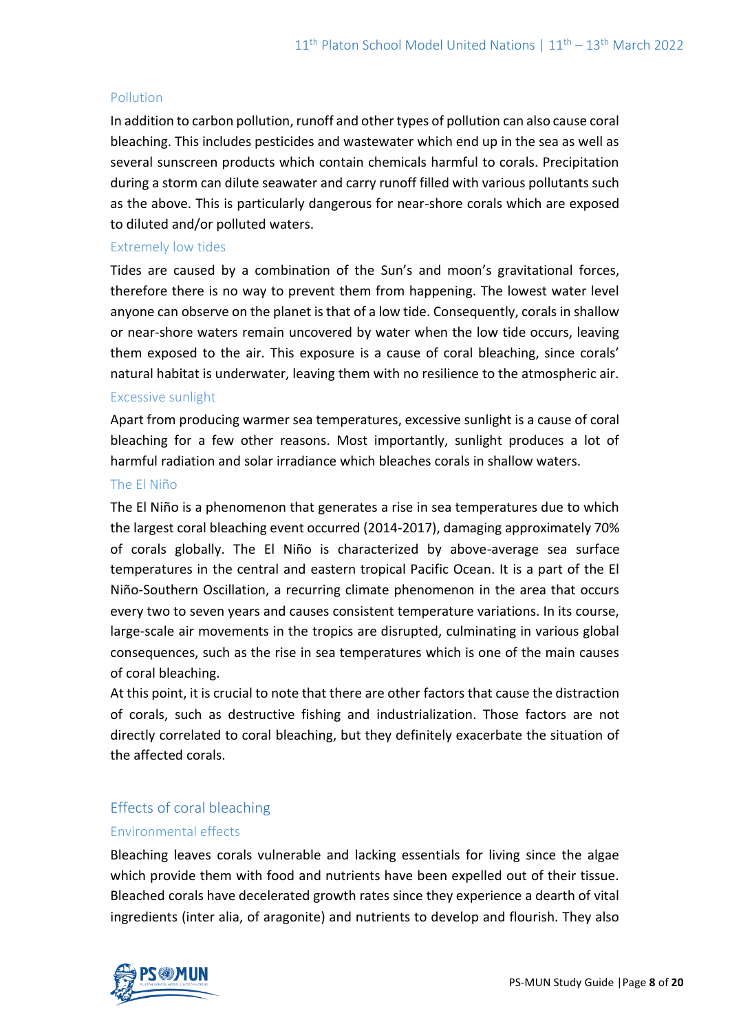### Pollution

In addition to carbon pollution, runoff and other types of pollution can also cause coral bleaching. This includes pesticides and wastewater which end up in the sea as well as several sunscreen products which contain chemicals harmful to corals. Precipitation during a storm can dilute seawater and carry runoff filled with various pollutants such as the above. This is particularly dangerous for near-shore corals which are exposed to diluted and/or polluted waters.

### Extremely low tides

Tides are caused by a combination of the Sun's and moon's gravitational forces, therefore there is no way to prevent them from happening. The lowest water level anyone can observe on the planet is that of a low tide. Consequently, corals in shallow or near-shore waters remain uncovered by water when the low tide occurs, leaving them exposed to the air. This exposure is a cause of coral bleaching, since corals' natural habitat is underwater, leaving them with no resilience to the atmospheric air.

### Excessive sunlight

Apart from producing warmer sea temperatures, excessive sunlight is a cause of coral bleaching for a few other reasons. Most importantly, sunlight produces a lot of harmful radiation and solar irradiance which bleaches corals in shallow waters.

### The El Niño

The El Niño is a phenomenon that generates a rise in sea temperatures due to which the largest coral bleaching event occurred (2014-2017), damaging approximately 70% of corals globally. The El Niño is characterized by above-average sea surface temperatures in the central and eastern tropical Pacific Ocean. It is a part of the El Niño-Southern Oscillation, a recurring climate phenomenon in the area that occurs every two to seven years and causes consistent temperature variations. In its course, large-scale air movements in the tropics are disrupted, culminating in various global consequences, such as the rise in sea temperatures which is one of the main causes of coral bleaching.

At this point, it is crucial to note that there are other factors that cause the distraction of corals, such as destructive fishing and industrialization. Those factors are not directly correlated to coral bleaching, but they definitely exacerbate the situation of the affected corals.

## Effects of coral bleaching

### Environmental effects

Bleaching leaves corals vulnerable and lacking essentials for living since the algae which provide them with food and nutrients have been expelled out of their tissue. Bleached corals have decelerated growth rates since they experience a dearth of vital ingredients (inter alia, of aragonite) and nutrients to develop and flourish. They also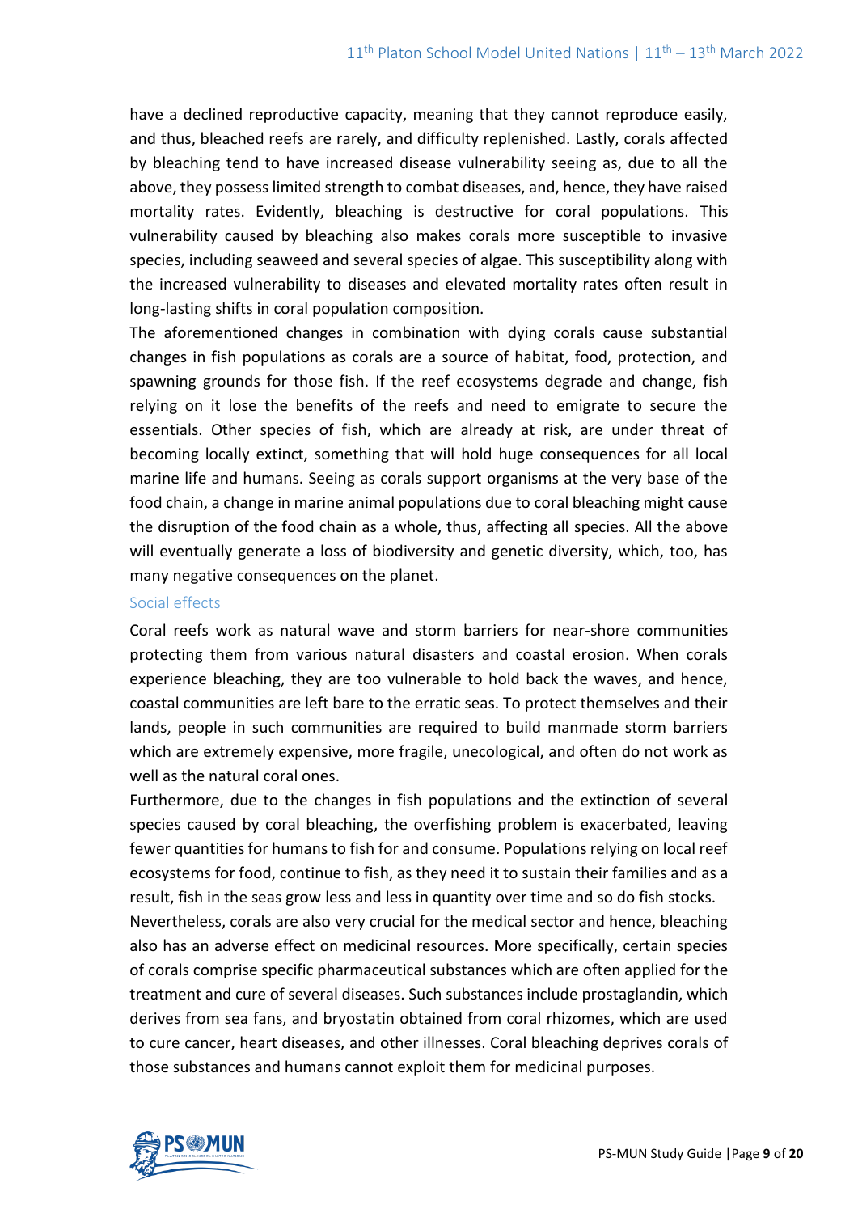have a declined reproductive capacity, meaning that they cannot reproduce easily, and thus, bleached reefs are rarely, and difficulty replenished. Lastly, corals affected by bleaching tend to have increased disease vulnerability seeing as, due to all the above, they possess limited strength to combat diseases, and, hence, they have raised mortality rates. Evidently, bleaching is destructive for coral populations. This vulnerability caused by bleaching also makes corals more susceptible to invasive species, including seaweed and several species of algae. This susceptibility along with the increased vulnerability to diseases and elevated mortality rates often result in long-lasting shifts in coral population composition.

The aforementioned changes in combination with dying corals cause substantial changes in fish populations as corals are a source of habitat, food, protection, and spawning grounds for those fish. If the reef ecosystems degrade and change, fish relying on it lose the benefits of the reefs and need to emigrate to secure the essentials. Other species of fish, which are already at risk, are under threat of becoming locally extinct, something that will hold huge consequences for all local marine life and humans. Seeing as corals support organisms at the very base of the food chain, a change in marine animal populations due to coral bleaching might cause the disruption of the food chain as a whole, thus, affecting all species. All the above will eventually generate a loss of biodiversity and genetic diversity, which, too, has many negative consequences on the planet.

### Social effects

Coral reefs work as natural wave and storm barriers for near-shore communities protecting them from various natural disasters and coastal erosion. When corals experience bleaching, they are too vulnerable to hold back the waves, and hence, coastal communities are left bare to the erratic seas. To protect themselves and their lands, people in such communities are required to build manmade storm barriers which are extremely expensive, more fragile, unecological, and often do not work as well as the natural coral ones.

Furthermore, due to the changes in fish populations and the extinction of several species caused by coral bleaching, the overfishing problem is exacerbated, leaving fewer quantities for humans to fish for and consume. Populations relying on local reef ecosystems for food, continue to fish, as they need it to sustain their families and as a result, fish in the seas grow less and less in quantity over time and so do fish stocks.

Nevertheless, corals are also very crucial for the medical sector and hence, bleaching also has an adverse effect on medicinal resources. More specifically, certain species of corals comprise specific pharmaceutical substances which are often applied for the treatment and cure of several diseases. Such substances include prostaglandin, which derives from sea fans, and bryostatin obtained from coral rhizomes, which are used to cure cancer, heart diseases, and other illnesses. Coral bleaching deprives corals of those substances and humans cannot exploit them for medicinal purposes.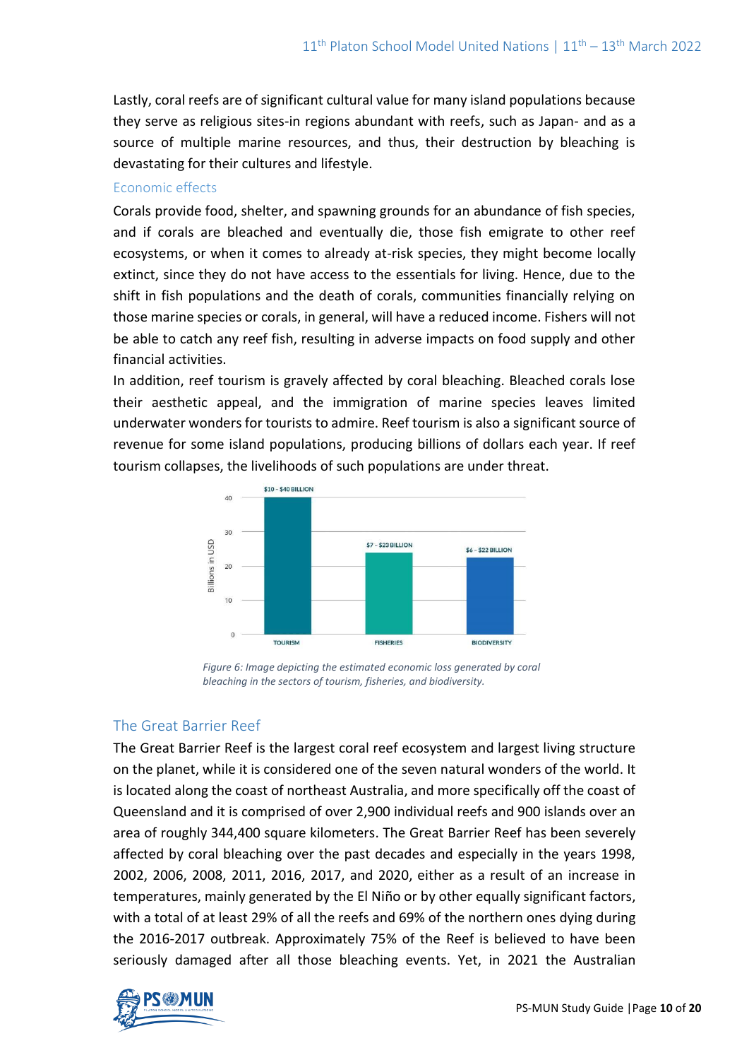Lastly, coral reefs are of significant cultural value for many island populations because they serve as religious sites-in regions abundant with reefs, such as Japan- and as a source of multiple marine resources, and thus, their destruction by bleaching is devastating for their cultures and lifestyle.

### Economic effects

Corals provide food, shelter, and spawning grounds for an abundance of fish species, and if corals are bleached and eventually die, those fish emigrate to other reef ecosystems, or when it comes to already at-risk species, they might become locally extinct, since they do not have access to the essentials for living. Hence, due to the shift in fish populations and the death of corals, communities financially relying on those marine species or corals, in general, will have a reduced income. Fishers will not be able to catch any reef fish, resulting in adverse impacts on food supply and other financial activities.

In addition, reef tourism is gravely affected by coral bleaching. Bleached corals lose their aesthetic appeal, and the immigration of marine species leaves limited underwater wonders for tourists to admire. Reef tourism is also a significant source of revenue for some island populations, producing billions of dollars each year. If reef tourism collapses, the livelihoods of such populations are under threat.

| Sector | Estimated loss (Billions in USD) |
|---|---|
| TOURISM | $10 - $40 BILLION |
| FISHERIES | $7 - $23 BILLION |
| BIODIVERSITY | $6 - $22 BILLION |

*Figure 6: Image depicting the estimated economic loss generated by coral bleaching in the sectors of tourism, fisheries, and biodiversity.*

## The Great Barrier Reef

The Great Barrier Reef is the largest coral reef ecosystem and largest living structure on the planet, while it is considered one of the seven natural wonders of the world. It is located along the coast of northeast Australia, and more specifically off the coast of Queensland and it is comprised of over 2,900 individual reefs and 900 islands over an area of roughly 344,400 square kilometers. The Great Barrier Reef has been severely affected by coral bleaching over the past decades and especially in the years 1998, 2002, 2006, 2008, 2011, 2016, 2017, and 2020, either as a result of an increase in temperatures, mainly generated by the El Niño or by other equally significant factors, with a total of at least 29% of all the reefs and 69% of the northern ones dying during the 2016-2017 outbreak. Approximately 75% of the Reef is believed to have been seriously damaged after all those bleaching events. Yet, in 2021 the Australian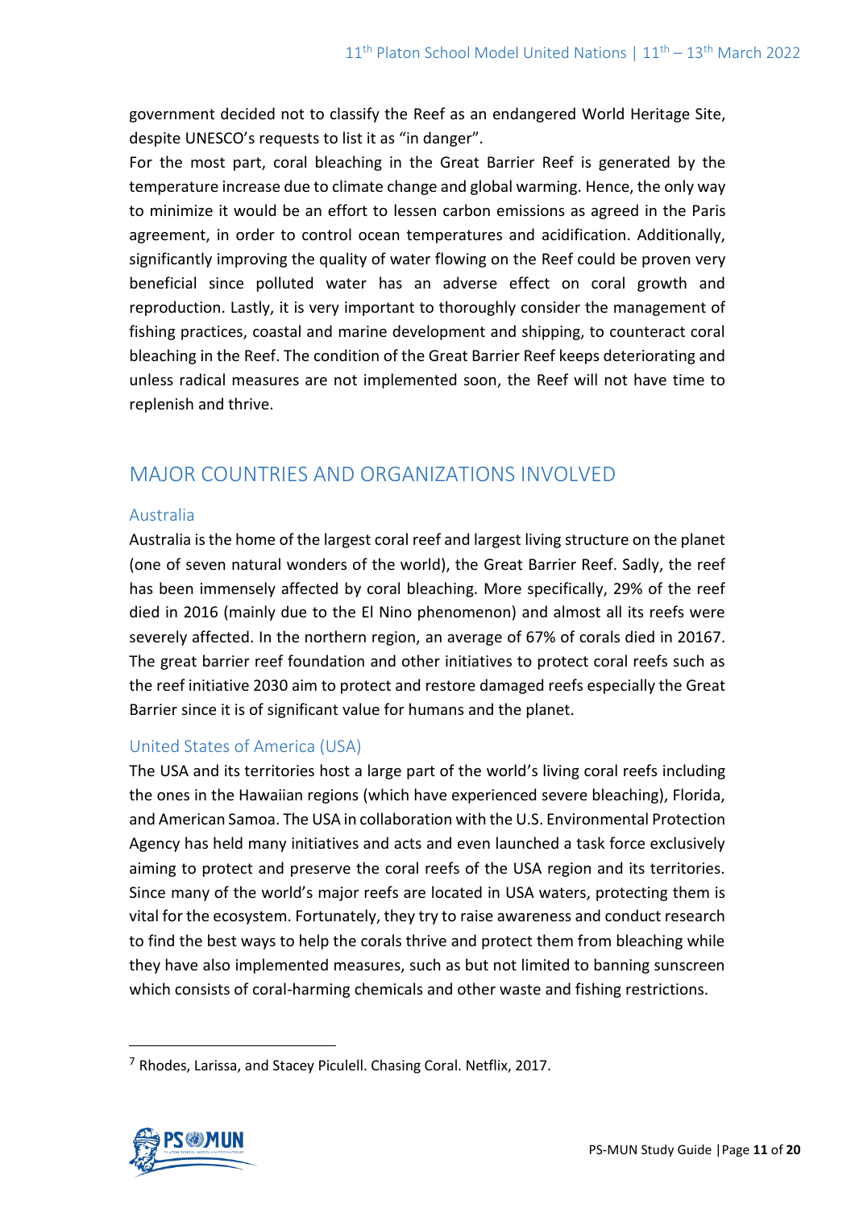government decided not to classify the Reef as an endangered World Heritage Site, despite UNESCO's requests to list it as "in danger".

For the most part, coral bleaching in the Great Barrier Reef is generated by the temperature increase due to climate change and global warming. Hence, the only way to minimize it would be an effort to lessen carbon emissions as agreed in the Paris agreement, in order to control ocean temperatures and acidification. Additionally, significantly improving the quality of water flowing on the Reef could be proven very beneficial since polluted water has an adverse effect on coral growth and reproduction. Lastly, it is very important to thoroughly consider the management of fishing practices, coastal and marine development and shipping, to counteract coral bleaching in the Reef. The condition of the Great Barrier Reef keeps deteriorating and unless radical measures are not implemented soon, the Reef will not have time to replenish and thrive.

## MAJOR COUNTRIES AND ORGANIZATIONS INVOLVED

### Australia

Australia is the home of the largest coral reef and largest living structure on the planet (one of seven natural wonders of the world), the Great Barrier Reef. Sadly, the reef has been immensely affected by coral bleaching. More specifically, 29% of the reef died in 2016 (mainly due to the El Nino phenomenon) and almost all its reefs were severely affected. In the northern region, an average of 67% of corals died in 2016[7]. The great barrier reef foundation and other initiatives to protect coral reefs such as the reef initiative 2030 aim to protect and restore damaged reefs especially the Great Barrier since it is of significant value for humans and the planet.

### United States of America (USA)

The USA and its territories host a large part of the world's living coral reefs including the ones in the Hawaiian regions (which have experienced severe bleaching), Florida, and American Samoa. The USA in collaboration with the U.S. Environmental Protection Agency has held many initiatives and acts and even launched a task force exclusively aiming to protect and preserve the coral reefs of the USA region and its territories. Since many of the world's major reefs are located in USA waters, protecting them is vital for the ecosystem. Fortunately, they try to raise awareness and conduct research to find the best ways to help the corals thrive and protect them from bleaching while they have also implemented measures, such as but not limited to banning sunscreen which consists of coral-harming chemicals and other waste and fishing restrictions.

---

[7] Rhodes, Larissa, and Stacey Piculell. Chasing Coral. Netflix, 2017.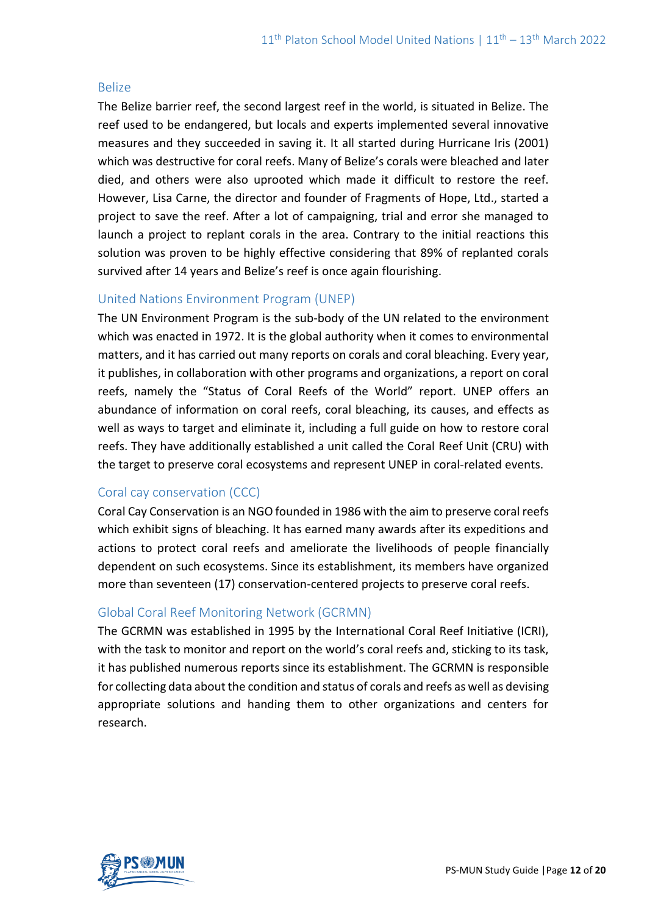### Belize

The Belize barrier reef, the second largest reef in the world, is situated in Belize. The reef used to be endangered, but locals and experts implemented several innovative measures and they succeeded in saving it. It all started during Hurricane Iris (2001) which was destructive for coral reefs. Many of Belize's corals were bleached and later died, and others were also uprooted which made it difficult to restore the reef. However, Lisa Carne, the director and founder of Fragments of Hope, Ltd., started a project to save the reef. After a lot of campaigning, trial and error she managed to launch a project to replant corals in the area. Contrary to the initial reactions this solution was proven to be highly effective considering that 89% of replanted corals survived after 14 years and Belize's reef is once again flourishing.

### United Nations Environment Program (UNEP)

The UN Environment Program is the sub-body of the UN related to the environment which was enacted in 1972. It is the global authority when it comes to environmental matters, and it has carried out many reports on corals and coral bleaching. Every year, it publishes, in collaboration with other programs and organizations, a report on coral reefs, namely the "Status of Coral Reefs of the World" report. UNEP offers an abundance of information on coral reefs, coral bleaching, its causes, and effects as well as ways to target and eliminate it, including a full guide on how to restore coral reefs. They have additionally established a unit called the Coral Reef Unit (CRU) with the target to preserve coral ecosystems and represent UNEP in coral-related events.

### Coral cay conservation (CCC)

Coral Cay Conservation is an NGO founded in 1986 with the aim to preserve coral reefs which exhibit signs of bleaching. It has earned many awards after its expeditions and actions to protect coral reefs and ameliorate the livelihoods of people financially dependent on such ecosystems. Since its establishment, its members have organized more than seventeen (17) conservation-centered projects to preserve coral reefs.

### Global Coral Reef Monitoring Network (GCRMN)

The GCRMN was established in 1995 by the International Coral Reef Initiative (ICRI), with the task to monitor and report on the world's coral reefs and, sticking to its task, it has published numerous reports since its establishment. The GCRMN is responsible for collecting data about the condition and status of corals and reefs as well as devising appropriate solutions and handing them to other organizations and centers for research.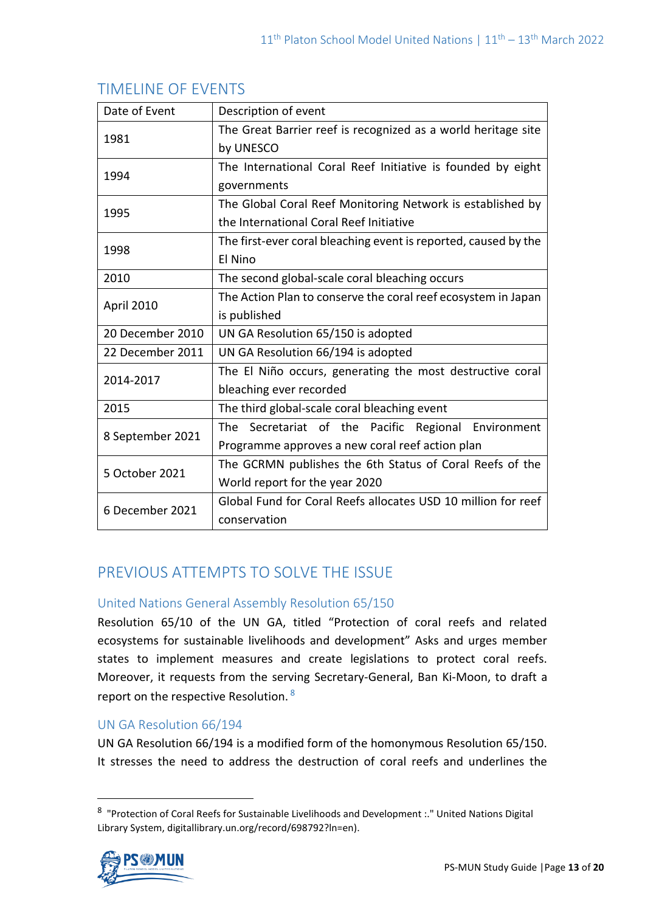## TIMELINE OF EVENTS

| Date of Event | Description of event |
|---|---|
| 1981 | The Great Barrier reef is recognized as a world heritage site by UNESCO |
| 1994 | The International Coral Reef Initiative is founded by eight governments |
| 1995 | The Global Coral Reef Monitoring Network is established by the International Coral Reef Initiative |
| 1998 | The first-ever coral bleaching event is reported, caused by the El Nino |
| 2010 | The second global-scale coral bleaching occurs |
| April 2010 | The Action Plan to conserve the coral reef ecosystem in Japan is published |
| 20 December 2010 | UN GA Resolution 65/150 is adopted |
| 22 December 2011 | UN GA Resolution 66/194 is adopted |
| 2014-2017 | The El Niño occurs, generating the most destructive coral bleaching ever recorded |
| 2015 | The third global-scale coral bleaching event |
| 8 September 2021 | The Secretariat of the Pacific Regional Environment Programme approves a new coral reef action plan |
| 5 October 2021 | The GCRMN publishes the 6th Status of Coral Reefs of the World report for the year 2020 |
| 6 December 2021 | Global Fund for Coral Reefs allocates USD 10 million for reef conservation |

## PREVIOUS ATTEMPTS TO SOLVE THE ISSUE

### United Nations General Assembly Resolution 65/150

Resolution 65/10 of the UN GA, titled "Protection of coral reefs and related ecosystems for sustainable livelihoods and development" Asks and urges member states to implement measures and create legislations to protect coral reefs. Moreover, it requests from the serving Secretary-General, Ban Ki-Moon, to draft a report on the respective Resolution. [8]

### UN GA Resolution 66/194

UN GA Resolution 66/194 is a modified form of the homonymous Resolution 65/150. It stresses the need to address the destruction of coral reefs and underlines the

---

[8] "Protection of Coral Reefs for Sustainable Livelihoods and Development :." United Nations Digital Library System, digitallibrary.un.org/record/698792?ln=en).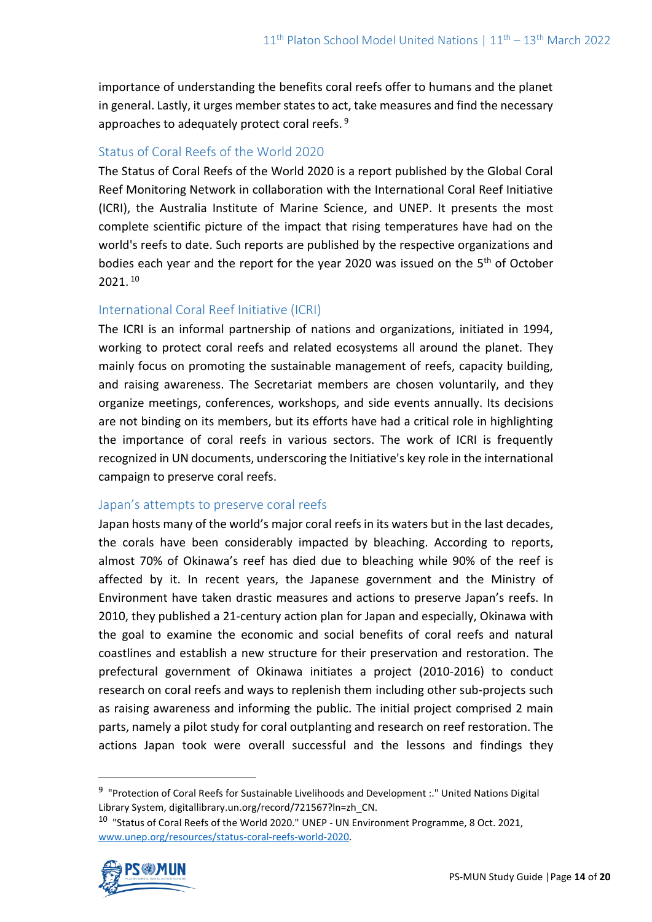importance of understanding the benefits coral reefs offer to humans and the planet in general. Lastly, it urges member states to act, take measures and find the necessary approaches to adequately protect coral reefs. [9]

### Status of Coral Reefs of the World 2020

The Status of Coral Reefs of the World 2020 is a report published by the Global Coral Reef Monitoring Network in collaboration with the International Coral Reef Initiative (ICRI), the Australia Institute of Marine Science, and UNEP. It presents the most complete scientific picture of the impact that rising temperatures have had on the world's reefs to date. Such reports are published by the respective organizations and bodies each year and the report for the year 2020 was issued on the 5th of October 2021. [10]

### International Coral Reef Initiative (ICRI)

The ICRI is an informal partnership of nations and organizations, initiated in 1994, working to protect coral reefs and related ecosystems all around the planet. They mainly focus on promoting the sustainable management of reefs, capacity building, and raising awareness. The Secretariat members are chosen voluntarily, and they organize meetings, conferences, workshops, and side events annually. Its decisions are not binding on its members, but its efforts have had a critical role in highlighting the importance of coral reefs in various sectors. The work of ICRI is frequently recognized in UN documents, underscoring the Initiative's key role in the international campaign to preserve coral reefs.

### Japan's attempts to preserve coral reefs

Japan hosts many of the world's major coral reefs in its waters but in the last decades, the corals have been considerably impacted by bleaching. According to reports, almost 70% of Okinawa's reef has died due to bleaching while 90% of the reef is affected by it. In recent years, the Japanese government and the Ministry of Environment have taken drastic measures and actions to preserve Japan's reefs. In 2010, they published a 21-century action plan for Japan and especially, Okinawa with the goal to examine the economic and social benefits of coral reefs and natural coastlines and establish a new structure for their preservation and restoration. The prefectural government of Okinawa initiates a project (2010-2016) to conduct research on coral reefs and ways to replenish them including other sub-projects such as raising awareness and informing the public. The initial project comprised 2 main parts, namely a pilot study for coral outplanting and research on reef restoration. The actions Japan took were overall successful and the lessons and findings they

---

[9] "Protection of Coral Reefs for Sustainable Livelihoods and Development :." United Nations Digital Library System, digitallibrary.un.org/record/721567?ln=zh_CN.

[10] "Status of Coral Reefs of the World 2020." UNEP - UN Environment Programme, 8 Oct. 2021, www.unep.org/resources/status-coral-reefs-world-2020.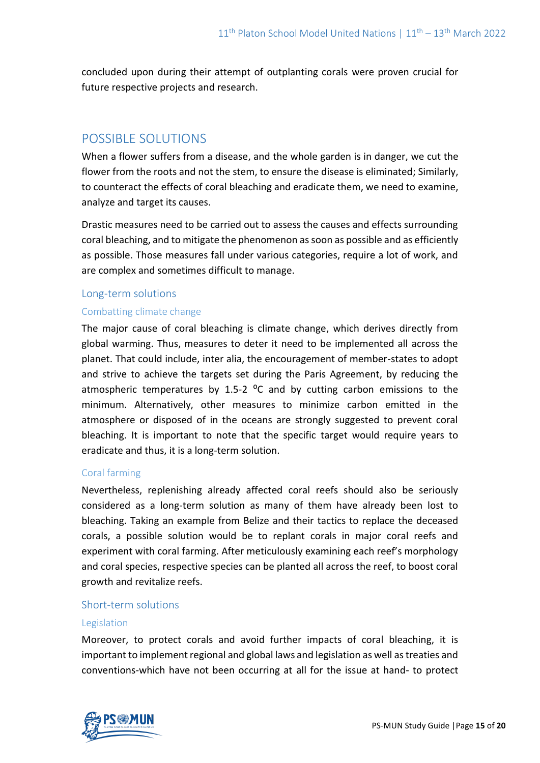concluded upon during their attempt of outplanting corals were proven crucial for future respective projects and research.

## POSSIBLE SOLUTIONS

When a flower suffers from a disease, and the whole garden is in danger, we cut the flower from the roots and not the stem, to ensure the disease is eliminated; Similarly, to counteract the effects of coral bleaching and eradicate them, we need to examine, analyze and target its causes.

Drastic measures need to be carried out to assess the causes and effects surrounding coral bleaching, and to mitigate the phenomenon as soon as possible and as efficiently as possible. Those measures fall under various categories, require a lot of work, and are complex and sometimes difficult to manage.

### Long-term solutions

#### Combatting climate change

The major cause of coral bleaching is climate change, which derives directly from global warming. Thus, measures to deter it need to be implemented all across the planet. That could include, inter alia, the encouragement of member-states to adopt and strive to achieve the targets set during the Paris Agreement, by reducing the atmospheric temperatures by 1.5-2 $^{o}$C and by cutting carbon emissions to the minimum. Alternatively, other measures to minimize carbon emitted in the atmosphere or disposed of in the oceans are strongly suggested to prevent coral bleaching. It is important to note that the specific target would require years to eradicate and thus, it is a long-term solution.

#### Coral farming

Nevertheless, replenishing already affected coral reefs should also be seriously considered as a long-term solution as many of them have already been lost to bleaching. Taking an example from Belize and their tactics to replace the deceased corals, a possible solution would be to replant corals in major coral reefs and experiment with coral farming. After meticulously examining each reef's morphology and coral species, respective species can be planted all across the reef, to boost coral growth and revitalize reefs.

### Short-term solutions

#### Legislation

Moreover, to protect corals and avoid further impacts of coral bleaching, it is important to implement regional and global laws and legislation as well as treaties and conventions-which have not been occurring at all for the issue at hand- to protect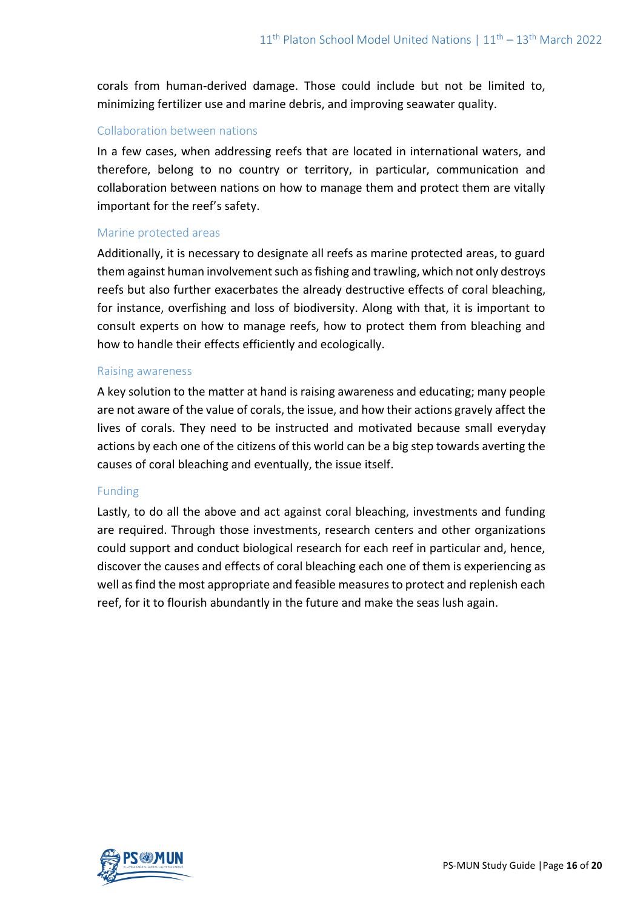corals from human-derived damage. Those could include but not be limited to, minimizing fertilizer use and marine debris, and improving seawater quality.

### Collaboration between nations

In a few cases, when addressing reefs that are located in international waters, and therefore, belong to no country or territory, in particular, communication and collaboration between nations on how to manage them and protect them are vitally important for the reef's safety.

### Marine protected areas

Additionally, it is necessary to designate all reefs as marine protected areas, to guard them against human involvement such as fishing and trawling, which not only destroys reefs but also further exacerbates the already destructive effects of coral bleaching, for instance, overfishing and loss of biodiversity. Along with that, it is important to consult experts on how to manage reefs, how to protect them from bleaching and how to handle their effects efficiently and ecologically.

### Raising awareness

A key solution to the matter at hand is raising awareness and educating; many people are not aware of the value of corals, the issue, and how their actions gravely affect the lives of corals. They need to be instructed and motivated because small everyday actions by each one of the citizens of this world can be a big step towards averting the causes of coral bleaching and eventually, the issue itself.

### Funding

Lastly, to do all the above and act against coral bleaching, investments and funding are required. Through those investments, research centers and other organizations could support and conduct biological research for each reef in particular and, hence, discover the causes and effects of coral bleaching each one of them is experiencing as well as find the most appropriate and feasible measures to protect and replenish each reef, for it to flourish abundantly in the future and make the seas lush again.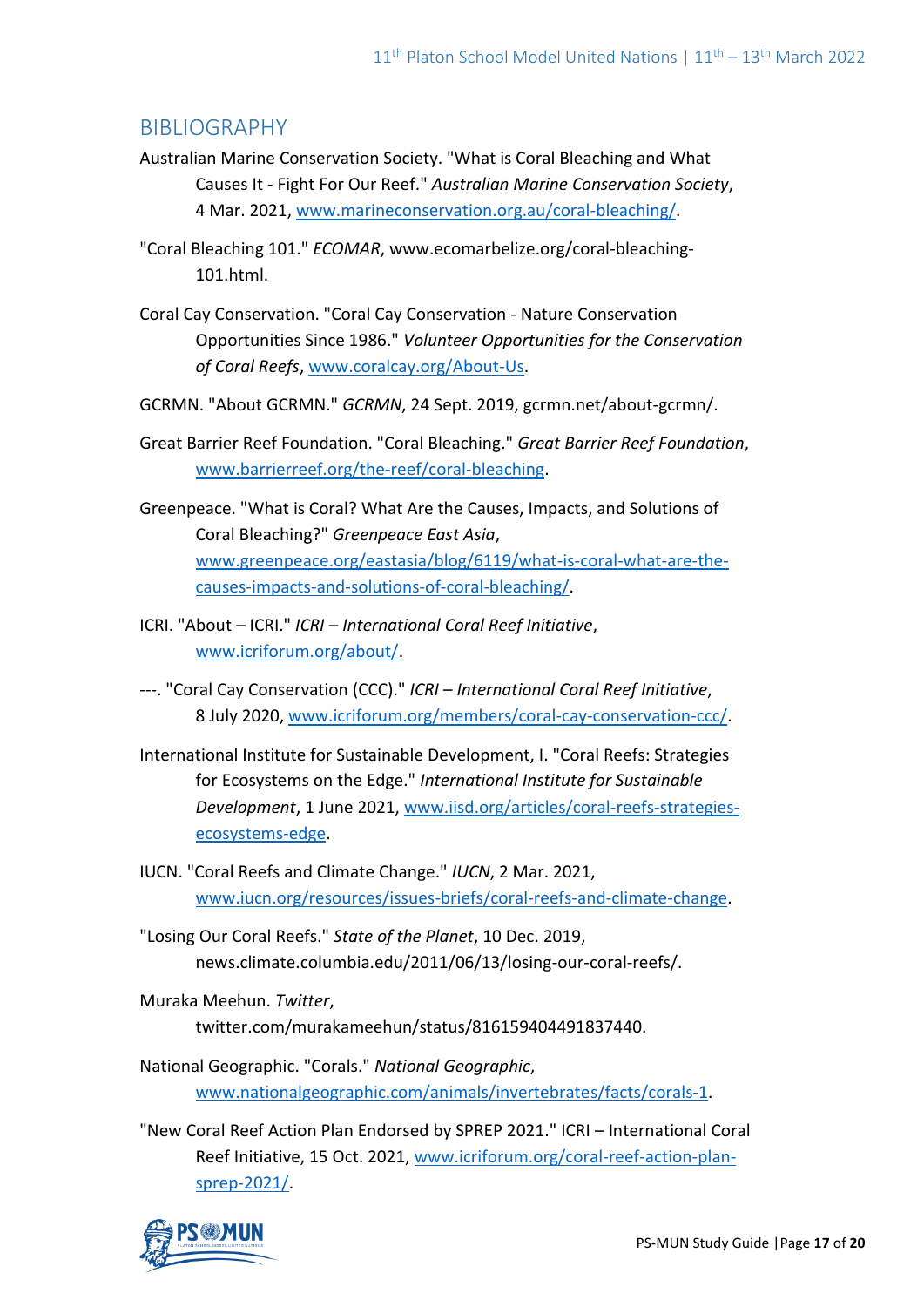## BIBLIOGRAPHY

Australian Marine Conservation Society. "What is Coral Bleaching and What Causes It - Fight For Our Reef." *Australian Marine Conservation Society*, 4 Mar. 2021, www.marineconservation.org.au/coral-bleaching/.

"Coral Bleaching 101." *ECOMAR*, www.ecomarbelize.org/coral-bleaching-101.html.

Coral Cay Conservation. "Coral Cay Conservation - Nature Conservation Opportunities Since 1986." *Volunteer Opportunities for the Conservation of Coral Reefs*, www.coralcay.org/About-Us.

GCRMN. "About GCRMN." *GCRMN*, 24 Sept. 2019, gcrmn.net/about-gcrmn/.

Great Barrier Reef Foundation. "Coral Bleaching." *Great Barrier Reef Foundation*, www.barrierreef.org/the-reef/coral-bleaching.

Greenpeace. "What is Coral? What Are the Causes, Impacts, and Solutions of Coral Bleaching?" *Greenpeace East Asia*, www.greenpeace.org/eastasia/blog/6119/what-is-coral-what-are-the-causes-impacts-and-solutions-of-coral-bleaching/.

ICRI. "About – ICRI." *ICRI – International Coral Reef Initiative*, www.icriforum.org/about/.

---. "Coral Cay Conservation (CCC)." *ICRI – International Coral Reef Initiative*, 8 July 2020, www.icriforum.org/members/coral-cay-conservation-ccc/.

International Institute for Sustainable Development, I. "Coral Reefs: Strategies for Ecosystems on the Edge." *International Institute for Sustainable Development*, 1 June 2021, www.iisd.org/articles/coral-reefs-strategies-ecosystems-edge.

IUCN. "Coral Reefs and Climate Change." *IUCN*, 2 Mar. 2021, www.iucn.org/resources/issues-briefs/coral-reefs-and-climate-change.

"Losing Our Coral Reefs." *State of the Planet*, 10 Dec. 2019, news.climate.columbia.edu/2011/06/13/losing-our-coral-reefs/.

Muraka Meehun. *Twitter*, twitter.com/murakameehun/status/816159404491837440.

National Geographic. "Corals." *National Geographic*, www.nationalgeographic.com/animals/invertebrates/facts/corals-1.

"New Coral Reef Action Plan Endorsed by SPREP 2021." ICRI – International Coral Reef Initiative, 15 Oct. 2021, www.icriforum.org/coral-reef-action-plan-sprep-2021/.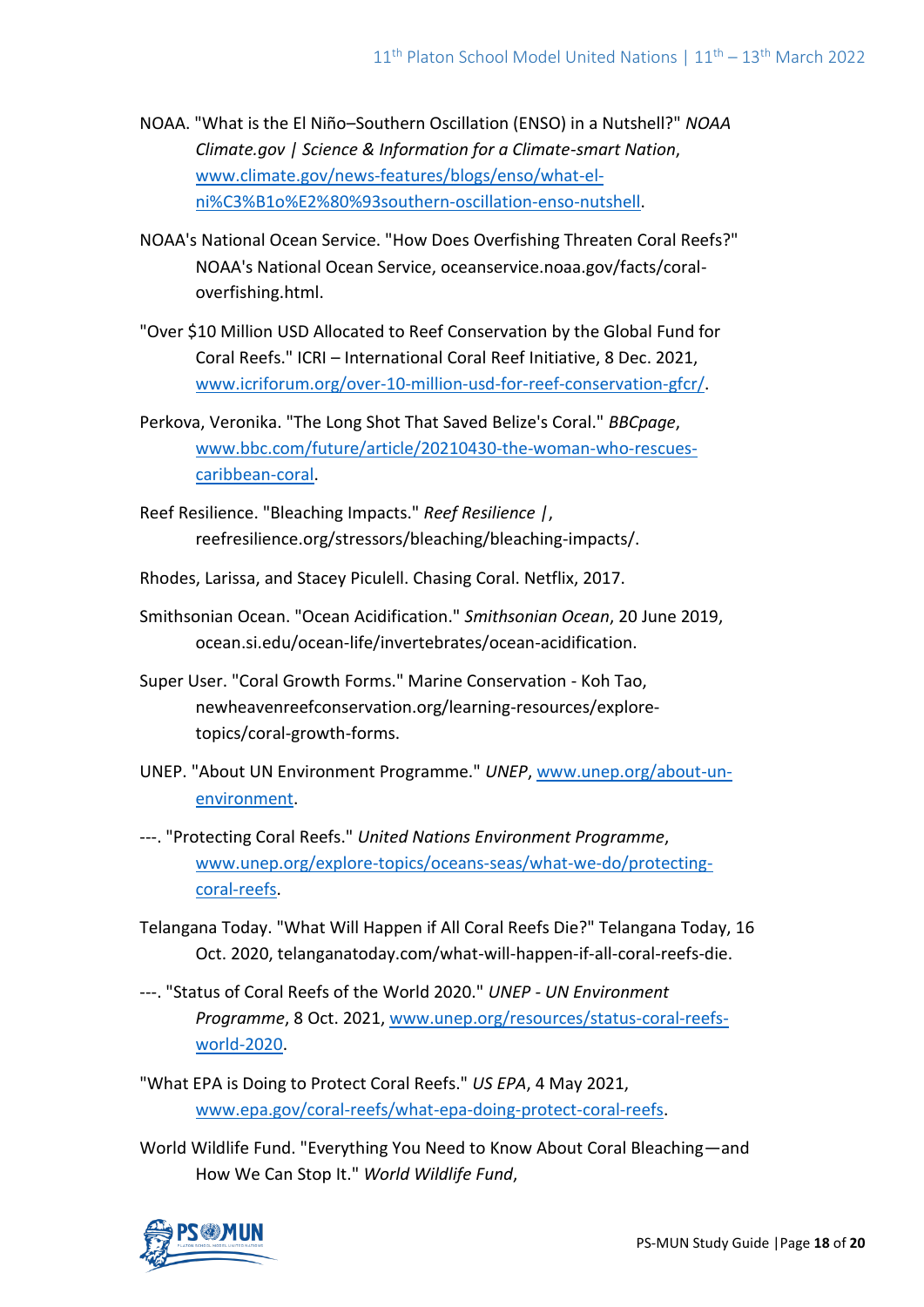NOAA. "What is the El Niño–Southern Oscillation (ENSO) in a Nutshell?" *NOAA Climate.gov | Science & Information for a Climate-smart Nation*, www.climate.gov/news-features/blogs/enso/what-el-ni%C3%B1o%E2%80%93southern-oscillation-enso-nutshell.

NOAA's National Ocean Service. "How Does Overfishing Threaten Coral Reefs?" NOAA's National Ocean Service, oceanservice.noaa.gov/facts/coral-overfishing.html.

"Over $10 Million USD Allocated to Reef Conservation by the Global Fund for Coral Reefs." ICRI – International Coral Reef Initiative, 8 Dec. 2021, www.icriforum.org/over-10-million-usd-for-reef-conservation-gfcr/.

Perkova, Veronika. "The Long Shot That Saved Belize's Coral." *BBCpage*, www.bbc.com/future/article/20210430-the-woman-who-rescues-caribbean-coral.

Reef Resilience. "Bleaching Impacts." *Reef Resilience |*, reefresilience.org/stressors/bleaching/bleaching-impacts/.

Rhodes, Larissa, and Stacey Piculell. Chasing Coral. Netflix, 2017.

Smithsonian Ocean. "Ocean Acidification." *Smithsonian Ocean*, 20 June 2019, ocean.si.edu/ocean-life/invertebrates/ocean-acidification.

Super User. "Coral Growth Forms." Marine Conservation - Koh Tao, newheavenreefconservation.org/learning-resources/explore-topics/coral-growth-forms.

UNEP. "About UN Environment Programme." *UNEP*, www.unep.org/about-un-environment.

---. "Protecting Coral Reefs." *United Nations Environment Programme*, www.unep.org/explore-topics/oceans-seas/what-we-do/protecting-coral-reefs.

Telangana Today. "What Will Happen if All Coral Reefs Die?" Telangana Today, 16 Oct. 2020, telanganatoday.com/what-will-happen-if-all-coral-reefs-die.

---. "Status of Coral Reefs of the World 2020." *UNEP - UN Environment Programme*, 8 Oct. 2021, www.unep.org/resources/status-coral-reefs-world-2020.

"What EPA is Doing to Protect Coral Reefs." *US EPA*, 4 May 2021, www.epa.gov/coral-reefs/what-epa-doing-protect-coral-reefs.

World Wildlife Fund. "Everything You Need to Know About Coral Bleaching—and How We Can Stop It." *World Wildlife Fund*,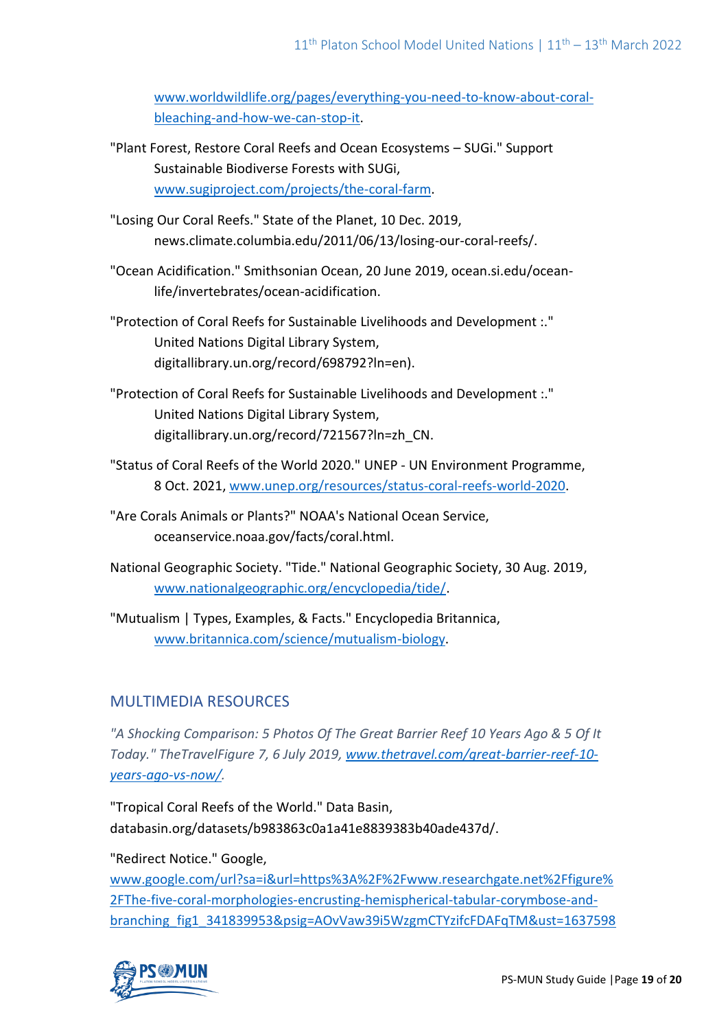www.worldwildlife.org/pages/everything-you-need-to-know-about-coral-bleaching-and-how-we-can-stop-it.

"Plant Forest, Restore Coral Reefs and Ocean Ecosystems – SUGi." Support Sustainable Biodiverse Forests with SUGi, www.sugiproject.com/projects/the-coral-farm.

"Losing Our Coral Reefs." State of the Planet, 10 Dec. 2019, news.climate.columbia.edu/2011/06/13/losing-our-coral-reefs/.

"Ocean Acidification." Smithsonian Ocean, 20 June 2019, ocean.si.edu/ocean-life/invertebrates/ocean-acidification.

"Protection of Coral Reefs for Sustainable Livelihoods and Development :." United Nations Digital Library System, digitallibrary.un.org/record/698792?ln=en).

"Protection of Coral Reefs for Sustainable Livelihoods and Development :." United Nations Digital Library System, digitallibrary.un.org/record/721567?ln=zh_CN.

"Status of Coral Reefs of the World 2020." UNEP - UN Environment Programme, 8 Oct. 2021, www.unep.org/resources/status-coral-reefs-world-2020.

"Are Corals Animals or Plants?" NOAA's National Ocean Service, oceanservice.noaa.gov/facts/coral.html.

National Geographic Society. "Tide." National Geographic Society, 30 Aug. 2019, www.nationalgeographic.org/encyclopedia/tide/.

"Mutualism | Types, Examples, & Facts." Encyclopedia Britannica, www.britannica.com/science/mutualism-biology.

## MULTIMEDIA RESOURCES

*"A Shocking Comparison: 5 Photos Of The Great Barrier Reef 10 Years Ago & 5 Of It Today." TheTravelFigure 7, 6 July 2019, www.thetravel.com/great-barrier-reef-10-years-ago-vs-now/.*

"Tropical Coral Reefs of the World." Data Basin, databasin.org/datasets/b983863c0a1a41e8839383b40ade437d/.

"Redirect Notice." Google, www.google.com/url?sa=i&url=https%3A%2F%2Fwww.researchgate.net%2Ffigure%2FThe-five-coral-morphologies-encrusting-hemispherical-tabular-corymbose-and-branching_fig1_341839953&psig=AOvVaw39i5WzgmCTYzifcFDAFqTM&ust=1637598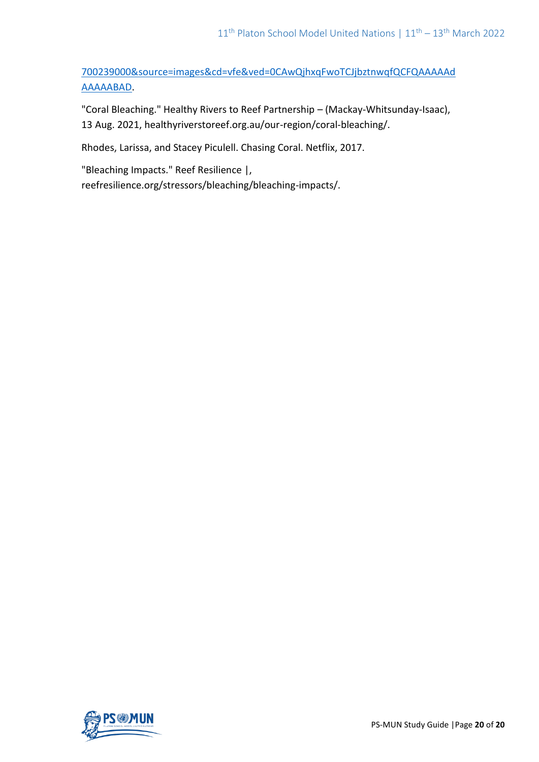700239000&source=images&cd=vfe&ved=0CAwQjhxqFwoTCJjbztnwqfQCFQAAAAAdAAAAABAD.

"Coral Bleaching." Healthy Rivers to Reef Partnership – (Mackay-Whitsunday-Isaac), 13 Aug. 2021, healthyriverstoreef.org.au/our-region/coral-bleaching/.

Rhodes, Larissa, and Stacey Piculell. Chasing Coral. Netflix, 2017.

"Bleaching Impacts." Reef Resilience |, reefresilience.org/stressors/bleaching/bleaching-impacts/.